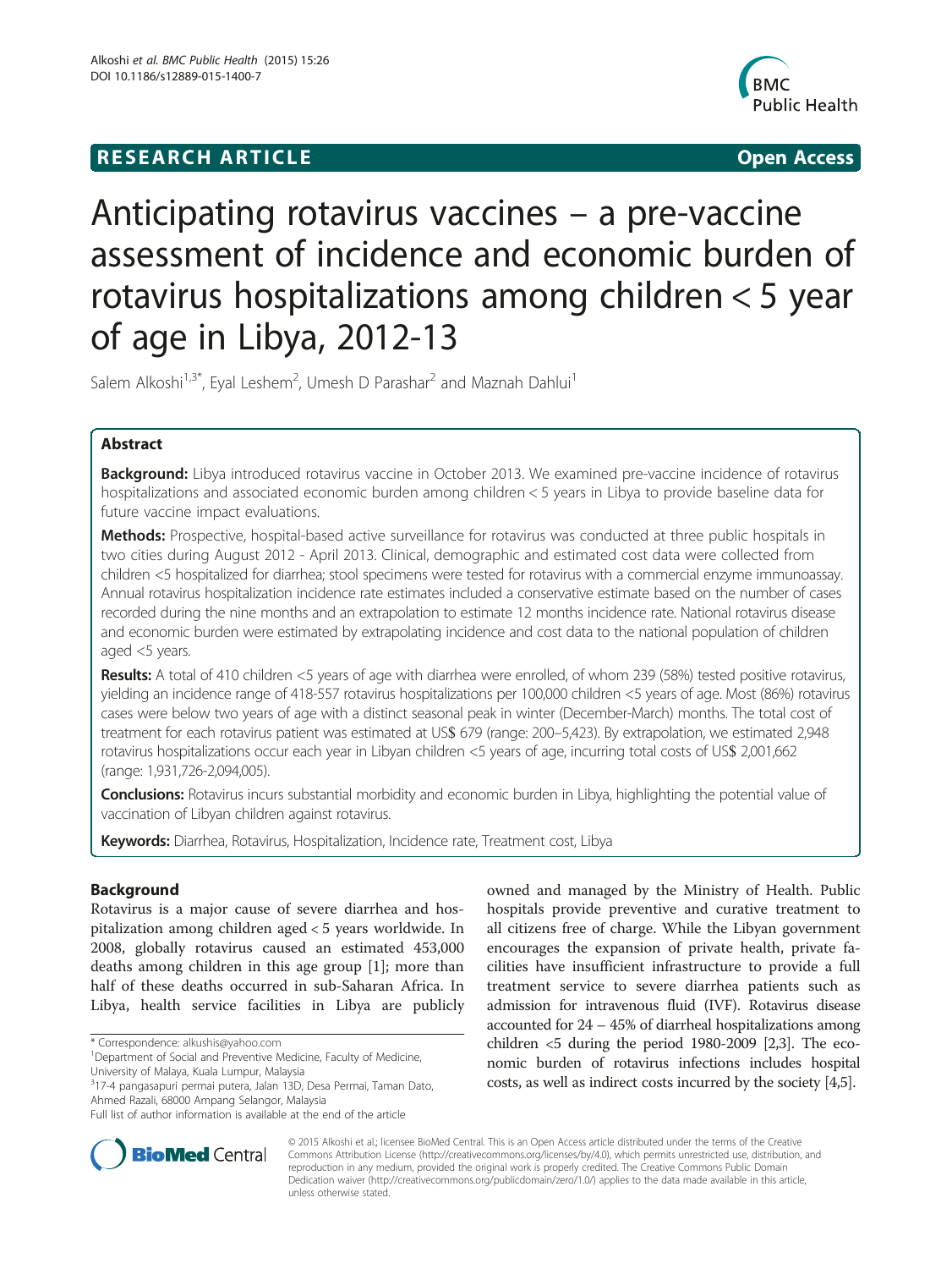**RESEARCH ARTICLE** **Open Access**

# Anticipating rotavirus vaccines – a pre-vaccine assessment of incidence and economic burden of rotavirus hospitalizations among children < 5 year of age in Libya, 2012-13

Salem Alkoshi[1,3*], Eyal Leshem[2], Umesh D Parashar[2] and Maznah Dahlui[1]

## Abstract

**Background:** Libya introduced rotavirus vaccine in October 2013. We examined pre-vaccine incidence of rotavirus hospitalizations and associated economic burden among children < 5 years in Libya to provide baseline data for future vaccine impact evaluations.

**Methods:** Prospective, hospital-based active surveillance for rotavirus was conducted at three public hospitals in two cities during August 2012 - April 2013. Clinical, demographic and estimated cost data were collected from children <5 hospitalized for diarrhea; stool specimens were tested for rotavirus with a commercial enzyme immunoassay. Annual rotavirus hospitalization incidence rate estimates included a conservative estimate based on the number of cases recorded during the nine months and an extrapolation to estimate 12 months incidence rate. National rotavirus disease and economic burden were estimated by extrapolating incidence and cost data to the national population of children aged <5 years.

**Results:** A total of 410 children <5 years of age with diarrhea were enrolled, of whom 239 (58%) tested positive rotavirus, yielding an incidence range of 418-557 rotavirus hospitalizations per 100,000 children <5 years of age. Most (86%) rotavirus cases were below two years of age with a distinct seasonal peak in winter (December-March) months. The total cost of treatment for each rotavirus patient was estimated at US$ 679 (range: 200–5,423). By extrapolation, we estimated 2,948 rotavirus hospitalizations occur each year in Libyan children <5 years of age, incurring total costs of US$ 2,001,662 (range: 1,931,726-2,094,005).

**Conclusions:** Rotavirus incurs substantial morbidity and economic burden in Libya, highlighting the potential value of vaccination of Libyan children against rotavirus.

**Keywords:** Diarrhea, Rotavirus, Hospitalization, Incidence rate, Treatment cost, Libya

## Background

Rotavirus is a major cause of severe diarrhea and hospitalization among children aged < 5 years worldwide. In 2008, globally rotavirus caused an estimated 453,000 deaths among children in this age group [1]; more than half of these deaths occurred in sub-Saharan Africa. In Libya, health service facilities in Libya are publicly owned and managed by the Ministry of Health. Public hospitals provide preventive and curative treatment to all citizens free of charge. While the Libyan government encourages the expansion of private health, private facilities have insufficient infrastructure to provide a full treatment service to severe diarrhea patients such as admission for intravenous fluid (IVF). Rotavirus disease accounted for 24 – 45% of diarrheal hospitalizations among children <5 during the period 1980-2009 [2,3]. The economic burden of rotavirus infections includes hospital costs, as well as indirect costs incurred by the society [4,5].

\* Correspondence: alkushis@yahoo.com
[1]Department of Social and Preventive Medicine, Faculty of Medicine, University of Malaya, Kuala Lumpur, Malaysia
[3]17-4 pangasapuri permai putera, Jalan 13D, Desa Permai, Taman Dato, Ahmed Razali, 68000 Ampang Selangor, Malaysia
Full list of author information is available at the end of the article

© 2015 Alkoshi et al.; licensee BioMed Central. This is an Open Access article distributed under the terms of the Creative Commons Attribution License (http://creativecommons.org/licenses/by/4.0), which permits unrestricted use, distribution, and reproduction in any medium, provided the original work is properly credited. The Creative Commons Public Domain Dedication waiver (http://creativecommons.org/publicdomain/zero/1.0/) applies to the data made available in this article, unless otherwise stated.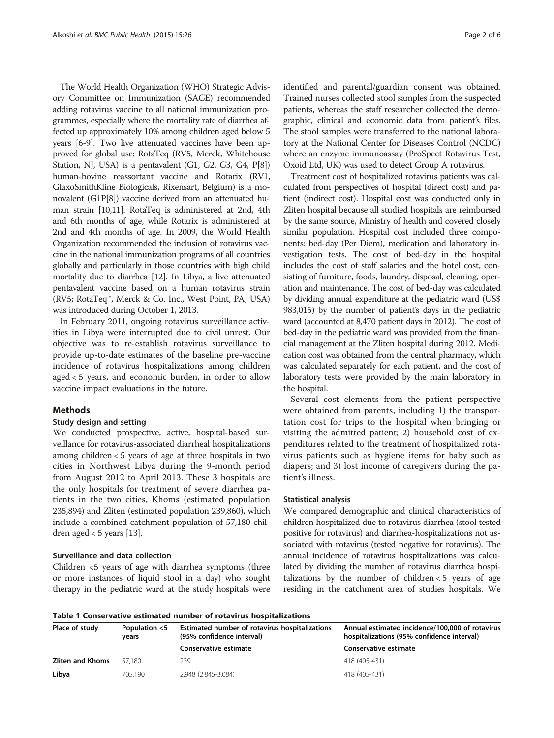The World Health Organization (WHO) Strategic Advisory Committee on Immunization (SAGE) recommended adding rotavirus vaccine to all national immunization programmes, especially where the mortality rate of diarrhea affected up approximately 10% among children aged below 5 years [6-9]. Two live attenuated vaccines have been approved for global use: RotaTeq (RV5, Merck, Whitehouse Station, NJ, USA) is a pentavalent (G1, G2, G3, G4, P[8]) human-bovine reassortant vaccine and Rotarix (RV1, GlaxoSmithKline Biologicals, Rixensart, Belgium) is a monovalent (G1P[8]) vaccine derived from an attenuated human strain [10,11]. RotaTeq is administered at 2nd, 4th and 6th months of age, while Rotarix is administered at 2nd and 4th months of age. In 2009, the World Health Organization recommended the inclusion of rotavirus vaccine in the national immunization programs of all countries globally and particularly in those countries with high child mortality due to diarrhea [12]. In Libya, a live attenuated pentavalent vaccine based on a human rotavirus strain (RV5; RotaTeq™, Merck & Co. Inc., West Point, PA, USA) was introduced during October 1, 2013.

In February 2011, ongoing rotavirus surveillance activities in Libya were interrupted due to civil unrest. Our objective was to re-establish rotavirus surveillance to provide up-to-date estimates of the baseline pre-vaccine incidence of rotavirus hospitalizations among children aged < 5 years, and economic burden, in order to allow vaccine impact evaluations in the future.

## Methods

### Study design and setting

We conducted prospective, active, hospital-based surveillance for rotavirus-associated diarrheal hospitalizations among children < 5 years of age at three hospitals in two cities in Northwest Libya during the 9-month period from August 2012 to April 2013. These 3 hospitals are the only hospitals for treatment of severe diarrhea patients in the two cities, Khoms (estimated population 235,894) and Zliten (estimated population 239,860), which include a combined catchment population of 57,180 children aged < 5 years [13].

### Surveillance and data collection

Children <5 years of age with diarrhea symptoms (three or more instances of liquid stool in a day) who sought therapy in the pediatric ward at the study hospitals were identified and parental/guardian consent was obtained. Trained nurses collected stool samples from the suspected patients, whereas the staff researcher collected the demographic, clinical and economic data from patient's files. The stool samples were transferred to the national laboratory at the National Center for Diseases Control (NCDC) where an enzyme immunoassay (ProSpect Rotavirus Test, Oxoid Ltd, UK) was used to detect Group A rotavirus.

Treatment cost of hospitalized rotavirus patients was calculated from perspectives of hospital (direct cost) and patient (indirect cost). Hospital cost was conducted only in Zliten hospital because all studied hospitals are reimbursed by the same source, Ministry of health and covered closely similar population. Hospital cost included three components: bed-day (Per Diem), medication and laboratory investigation tests. The cost of bed-day in the hospital includes the cost of staff salaries and the hotel cost, consisting of furniture, foods, laundry, disposal, cleaning, operation and maintenance. The cost of bed-day was calculated by dividing annual expenditure at the pediatric ward (US$ 983,015) by the number of patient's days in the pediatric ward (accounted at 8,470 patient days in 2012). The cost of bed-day in the pediatric ward was provided from the financial management at the Zliten hospital during 2012. Medication cost was obtained from the central pharmacy, which was calculated separately for each patient, and the cost of laboratory tests were provided by the main laboratory in the hospital.

Several cost elements from the patient perspective were obtained from parents, including 1) the transportation cost for trips to the hospital when bringing or visiting the admitted patient; 2) household cost of expenditures related to the treatment of hospitalized rotavirus patients such as hygiene items for baby such as diapers; and 3) lost income of caregivers during the patient's illness.

### Statistical analysis

We compared demographic and clinical characteristics of children hospitalized due to rotavirus diarrhea (stool tested positive for rotavirus) and diarrhea-hospitalizations not associated with rotavirus (tested negative for rotavirus). The annual incidence of rotavirus hospitalizations was calculated by dividing the number of rotavirus diarrhea hospitalizations by the number of children < 5 years of age residing in the catchment area of studies hospitals. We

**Table 1 Conservative estimated number of rotavirus hospitalizations**

| Place of study | Population <5 years | Estimated number of rotavirus hospitalizations (95% confidence interval) | Annual estimated incidence/100,000 of rotavirus hospitalizations (95% confidence interval) |
|---|---|---|---|
| | | Conservative estimate | Conservative estimate |
| **Zliten and Khoms** | 57,180 | 239 | 418 (405-431) |
| **Libya** | 705,190 | 2,948 (2,845-3,084) | 418 (405-431) |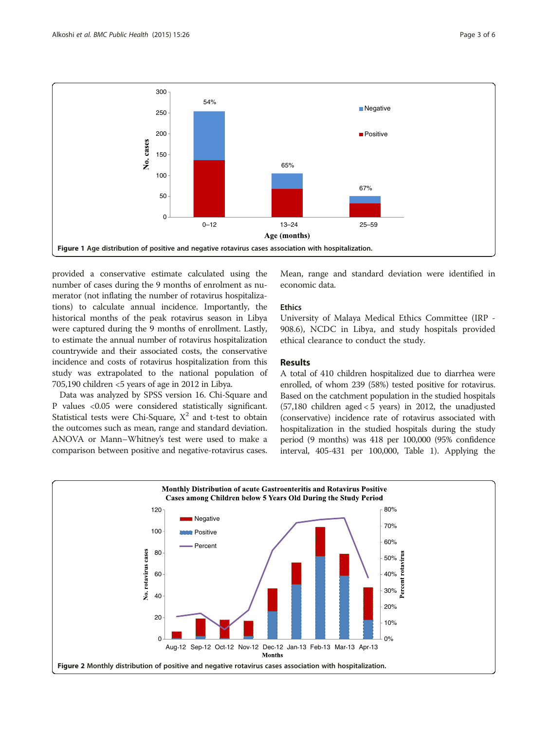Figure 1 Age distribution of positive and negative rotavirus cases association with hospitalization.

provided a conservative estimate calculated using the number of cases during the 9 months of enrolment as numerator (not inflating the number of rotavirus hospitalizations) to calculate annual incidence. Importantly, the historical months of the peak rotavirus season in Libya were captured during the 9 months of enrollment. Lastly, to estimate the annual number of rotavirus hospitalization countrywide and their associated costs, the conservative incidence and costs of rotavirus hospitalization from this study was extrapolated to the national population of 705,190 children <5 years of age in 2012 in Libya.

Data was analyzed by SPSS version 16. Chi-Square and P values <0.05 were considered statistically significant. Statistical tests were Chi-Square, $X^2$ and t-test to obtain the outcomes such as mean, range and standard deviation. ANOVA or Mann–Whitney's test were used to make a comparison between positive and negative-rotavirus cases. Mean, range and standard deviation were identified in economic data.

### Ethics

University of Malaya Medical Ethics Committee (IRP - 908.6), NCDC in Libya, and study hospitals provided ethical clearance to conduct the study.

## Results

A total of 410 children hospitalized due to diarrhea were enrolled, of whom 239 (58%) tested positive for rotavirus. Based on the catchment population in the studied hospitals (57,180 children aged < 5 years) in 2012, the unadjusted (conservative) incidence rate of rotavirus associated with hospitalization in the studied hospitals during the study period (9 months) was 418 per 100,000 (95% confidence interval, 405-431 per 100,000, Table 1). Applying the

Figure 2 Monthly distribution of positive and negative rotavirus cases association with hospitalization.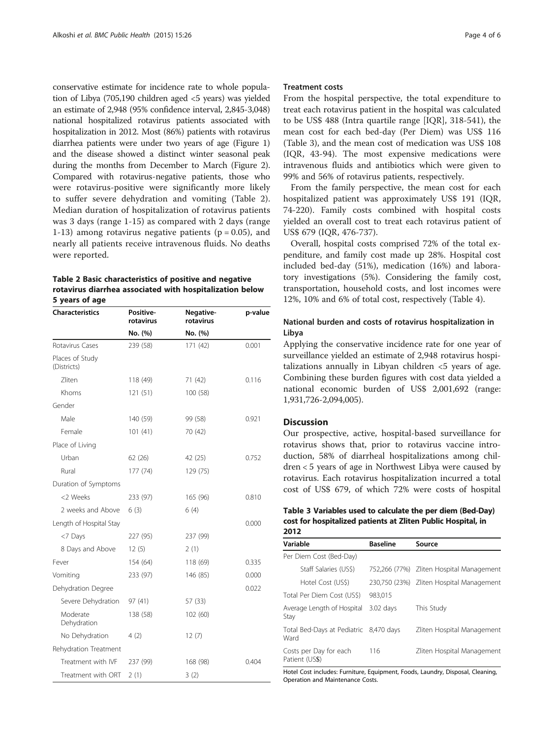conservative estimate for incidence rate to whole population of Libya (705,190 children aged <5 years) was yielded an estimate of 2,948 (95% confidence interval, 2,845-3,048) national hospitalized rotavirus patients associated with hospitalization in 2012. Most (86%) patients with rotavirus diarrhea patients were under two years of age (Figure 1) and the disease showed a distinct winter seasonal peak during the months from December to March (Figure 2). Compared with rotavirus-negative patients, those who were rotavirus-positive were significantly more likely to suffer severe dehydration and vomiting (Table 2). Median duration of hospitalization of rotavirus patients was 3 days (range 1-15) as compared with 2 days (range 1-13) among rotavirus negative patients ($p = 0.05$), and nearly all patients receive intravenous fluids. No deaths were reported.

**Table 2 Basic characteristics of positive and negative rotavirus diarrhea associated with hospitalization below 5 years of age**

| Characteristics | Positive-rotavirus | Negative-rotavirus | p-value |
|---|---|---|---|
| | No. (%) | No. (%) | |
| Rotavirus Cases | 239 (58) | 171 (42) | 0.001 |
| Places of Study (Districts) | | | |
| Zliten | 118 (49) | 71 (42) | 0.116 |
| Khoms | 121 (51) | 100 (58) | |
| Gender | | | |
| Male | 140 (59) | 99 (58) | 0.921 |
| Female | 101 (41) | 70 (42) | |
| Place of Living | | | |
| Urban | 62 (26) | 42 (25) | 0.752 |
| Rural | 177 (74) | 129 (75) | |
| Duration of Symptoms | | | |
| <2 Weeks | 233 (97) | 165 (96) | 0.810 |
| 2 weeks and Above | 6 (3) | 6 (4) | |
| Length of Hospital Stay | | | 0.000 |
| <7 Days | 227 (95) | 237 (99) | |
| 8 Days and Above | 12 (5) | 2 (1) | |
| Fever | 154 (64) | 118 (69) | 0.335 |
| Vomiting | 233 (97) | 146 (85) | 0.000 |
| Dehydration Degree | | | 0.022 |
| Severe Dehydration | 97 (41) | 57 (33) | |
| Moderate Dehydration | 138 (58) | 102 (60) | |
| No Dehydration | 4 (2) | 12 (7) | |
| Rehydration Treatment | | | |
| Treatment with IVF | 237 (99) | 168 (98) | 0.404 |
| Treatment with ORT | 2 (1) | 3 (2) | |

### Treatment costs

From the hospital perspective, the total expenditure to treat each rotavirus patient in the hospital was calculated to be US$ 488 (Intra quartile range [IQR], 318-541), the mean cost for each bed-day (Per Diem) was US$ 116 (Table 3), and the mean cost of medication was US$ 108 (IQR, 43-94). The most expensive medications were intravenous fluids and antibiotics which were given to 99% and 56% of rotavirus patients, respectively.

From the family perspective, the mean cost for each hospitalized patient was approximately US$ 191 (IQR, 74-220). Family costs combined with hospital costs yielded an overall cost to treat each rotavirus patient of US$ 679 (IQR, 476-737).

Overall, hospital costs comprised 72% of the total expenditure, and family cost made up 28%. Hospital cost included bed-day (51%), medication (16%) and laboratory investigations (5%). Considering the family cost, transportation, household costs, and lost incomes were 12%, 10% and 6% of total cost, respectively (Table 4).

### National burden and costs of rotavirus hospitalization in Libya

Applying the conservative incidence rate for one year of surveillance yielded an estimate of 2,948 rotavirus hospitalizations annually in Libyan children <5 years of age. Combining these burden figures with cost data yielded a national economic burden of US$ 2,001,692 (range: 1,931,726-2,094,005).

## Discussion

Our prospective, active, hospital-based surveillance for rotavirus shows that, prior to rotavirus vaccine introduction, 58% of diarrheal hospitalizations among children < 5 years of age in Northwest Libya were caused by rotavirus. Each rotavirus hospitalization incurred a total cost of US$ 679, of which 72% were costs of hospital

**Table 3 Variables used to calculate the per diem (Bed-Day) cost for hospitalized patients at Zliten Public Hospital, in 2012**

| Variable | Baseline | Source |
|---|---|---|
| Per Diem Cost (Bed-Day) | | |
| Staff Salaries (US$) | 752,266 (77%) | Zliten Hospital Management |
| Hotel Cost (US$) | 230,750 (23%) | Zliten Hospital Management |
| Total Per Diem Cost (US$) | 983,015 | |
| Average Length of Hospital Stay | 3.02 days | This Study |
| Total Bed-Days at Pediatric Ward | 8,470 days | Zliten Hospital Management |
| Costs per Day for each Patient (US$) | 116 | Zliten Hospital Management |

Hotel Cost includes: Furniture, Equipment, Foods, Laundry, Disposal, Cleaning, Operation and Maintenance Costs.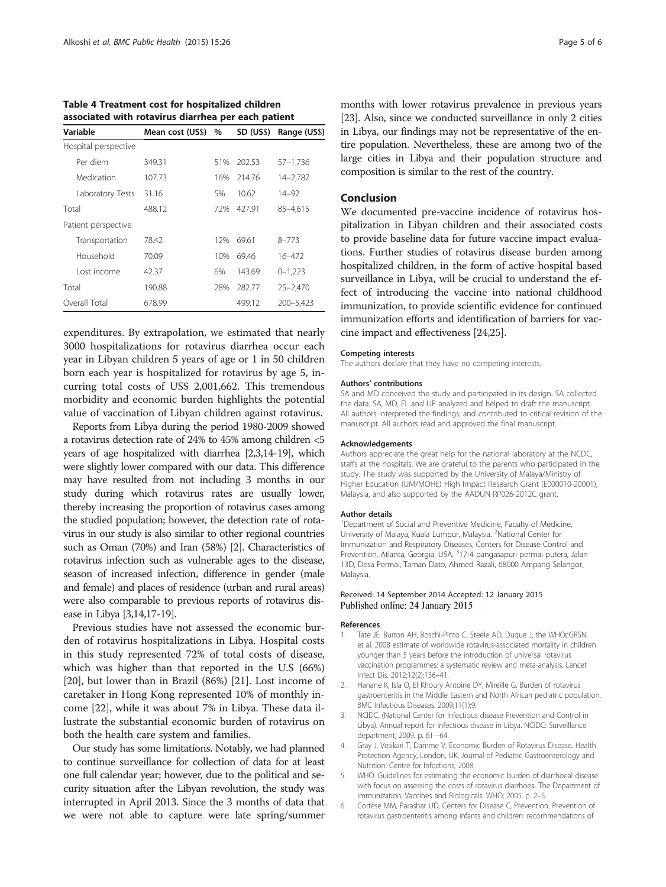**Table 4 Treatment cost for hospitalized children associated with rotavirus diarrhea per each patient**

| Variable | Mean cost (US$) | % | SD (US$) | Range (US$) |
|---|---|---|---|---|
| Hospital perspective | | | | |
| Per diem | 349.31 | 51% | 202.53 | 57–1,736 |
| Medication | 107.73 | 16% | 214.76 | 14–2,787 |
| Laboratory Tests | 31.16 | 5% | 10.62 | 14–92 |
| Total | 488.12 | 72% | 427.91 | 85–4,615 |
| Patient perspective | | | | |
| Transportation | 78.42 | 12% | 69.61 | 8–773 |
| Household | 70.09 | 10% | 69.46 | 16–472 |
| Lost income | 42.37 | 6% | 143.69 | 0–1,223 |
| Total | 190.88 | 28% | 282.77 | 25–2,470 |
| Overall Total | 678.99 | | 499.12 | 200–5,423 |

expenditures. By extrapolation, we estimated that nearly 3000 hospitalizations for rotavirus diarrhea occur each year in Libyan children 5 years of age or 1 in 50 children born each year is hospitalized for rotavirus by age 5, incurring total costs of US$ 2,001,662. This tremendous morbidity and economic burden highlights the potential value of vaccination of Libyan children against rotavirus.

Reports from Libya during the period 1980-2009 showed a rotavirus detection rate of 24% to 45% among children <5 years of age hospitalized with diarrhea [2,3,14-19], which were slightly lower compared with our data. This difference may have resulted from not including 3 months in our study during which rotavirus rates are usually lower, thereby increasing the proportion of rotavirus cases among the studied population; however, the detection rate of rotavirus in our study is also similar to other regional countries such as Oman (70%) and Iran (58%) [2]. Characteristics of rotavirus infection such as vulnerable ages to the disease, season of increased infection, difference in gender (male and female) and places of residence (urban and rural areas) were also comparable to previous reports of rotavirus disease in Libya [3,14,17-19].

Previous studies have not assessed the economic burden of rotavirus hospitalizations in Libya. Hospital costs in this study represented 72% of total costs of disease, which was higher than that reported in the U.S (66%) [20], but lower than in Brazil (86%) [21]. Lost income of caretaker in Hong Kong represented 10% of monthly income [22], while it was about 7% in Libya. These data illustrate the substantial economic burden of rotavirus on both the health care system and families.

Our study has some limitations. Notably, we had planned to continue surveillance for collection of data for at least one full calendar year; however, due to the political and security situation after the Libyan revolution, the study was interrupted in April 2013. Since the 3 months of data that we were not able to capture were late spring/summer months with lower rotavirus prevalence in previous years [23]. Also, since we conducted surveillance in only 2 cities in Libya, our findings may not be representative of the entire population. Nevertheless, these are among two of the large cities in Libya and their population structure and composition is similar to the rest of the country.

## Conclusion

We documented pre-vaccine incidence of rotavirus hospitalization in Libyan children and their associated costs to provide baseline data for future vaccine impact evaluations. Further studies of rotavirus disease burden among hospitalized children, in the form of active hospital based surveillance in Libya, will be crucial to understand the effect of introducing the vaccine into national childhood immunization, to provide scientific evidence for continued immunization efforts and identification of barriers for vaccine impact and effectiveness [24,25].

#### Competing interests

The authors declare that they have no competing interests.

#### Authors' contributions

SA and MD conceived the study and participated in its design. SA collected the data. SA, MD, EL and UP analyzed and helped to draft the manuscript. All authors interpreted the findings, and contributed to critical revision of the manuscript. All authors read and approved the final manuscript.

#### Acknowledgements

Authors appreciate the great help for the national laboratory at the NCDC, staffs at the hospitals. We are grateful to the parents who participated in the study. The study was supported by the University of Malaya/Ministry of Higher Education (UM/MOHE) High Impact Research Grant (E000010-20001), Malaysia, and also supported by the AADUN RP026-2012C grant.

#### Author details

[1]Department of Social and Preventive Medicine, Faculty of Medicine, University of Malaya, Kuala Lumpur, Malaysia. [2]National Center for Immunization and Respiratory Diseases, Centers for Disease Control and Prevention, Atlanta, Georgia, USA. [3]17-4 pangasapuri permai putera, Jalan 13D, Desa Permai, Taman Dato, Ahmed Razali, 68000 Ampang Selangor, Malaysia.

Received: 14 September 2014 Accepted: 12 January 2015
Published online: 24 January 2015

#### References

1. Tate JE, Burton AH, Boschi-Pinto C, Steele AD, Duque J, the WHOcGRSN, et al. 2008 estimate of worldwide rotavirus-associated mortality in children younger than 5 years before the introduction of universal rotavirus vaccination programmes: a systematic review and meta-analysis. Lancet Infect Dis. 2012;12(2):136–41.
2. Hanane K, Isla O, El Khoury Antoine DY, Mireille G. Burden of rotavirus gastroenteritis in the Middle Eastern and North African pediatric population. BMC Infectious Diseases. 2009;11(1):9.
3. NCIDC, (National Center for Infectious disease Prevention and Control in Libya). Annual report for infectious disease in Libya. NCIDC: Surveillance department; 2009. p. 61-–64.
4. Gray J, Vesikari T, Damme V. Economic Burden of Rotavirus Disease. Health Protection Agency, London, UK, Journal of Pediatric Gastroenterology and Nutrition: Centre for Infections; 2008.
5. WHO. Guidelines for estimating the economic burden of diarrhoeal disease with focus on assessing the costs of rotavirus diarrhoea. The Department of Immunization, Vaccines and Biologicals: WHO; 2005. p. 2–5.
6. Cortese MM, Parashar UD, Centers for Disease C, Prevention. Prevention of rotavirus gastroenteritis among infants and children: recommendations of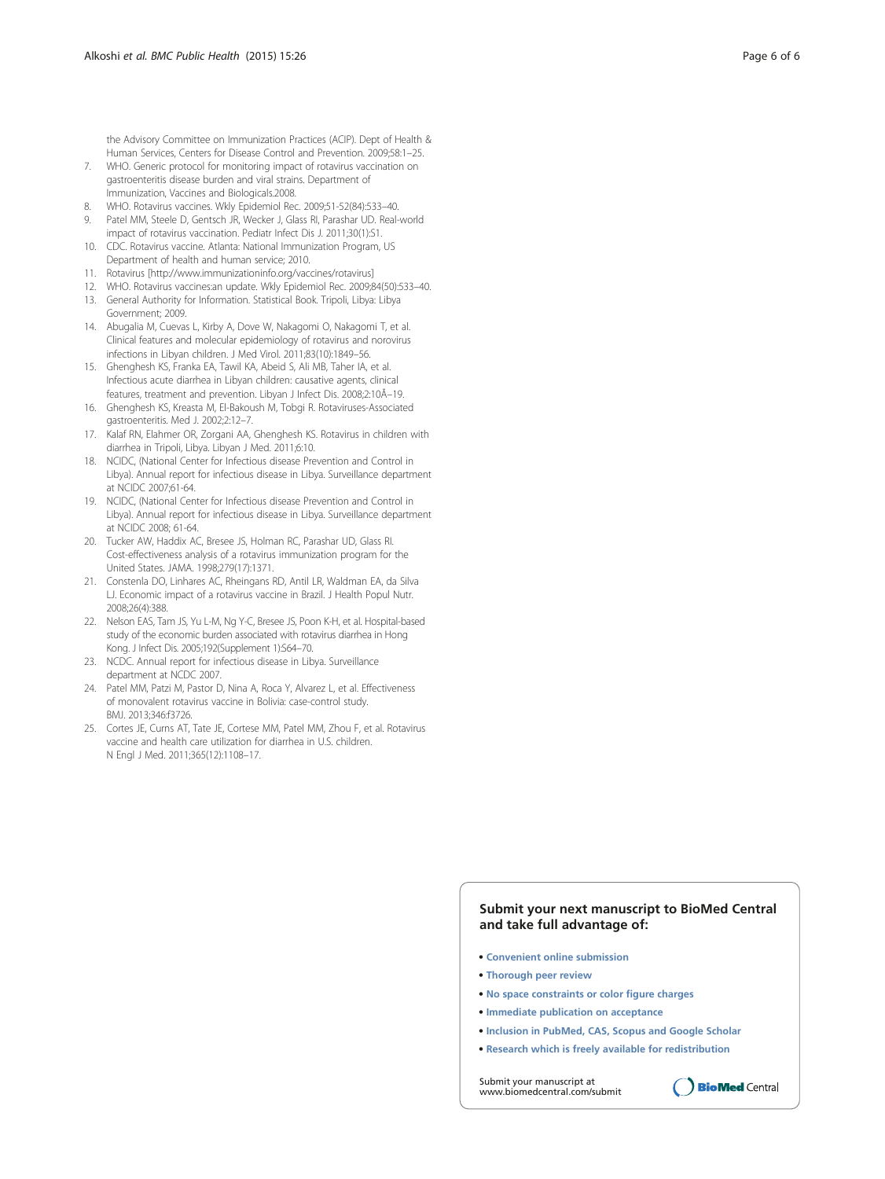the Advisory Committee on Immunization Practices (ACIP). Dept of Health & Human Services, Centers for Disease Control and Prevention. 2009;58:1–25.

7. WHO. Generic protocol for monitoring impact of rotavirus vaccination on gastroenteritis disease burden and viral strains. Department of Immunization, Vaccines and Biologicals.2008.
8. WHO. Rotavirus vaccines. Wkly Epidemiol Rec. 2009;51-52(84):533–40.
9. Patel MM, Steele D, Gentsch JR, Wecker J, Glass RI, Parashar UD. Real-world impact of rotavirus vaccination. Pediatr Infect Dis J. 2011;30(1):S1.
10. CDC. Rotavirus vaccine. Atlanta: National Immunization Program, US Department of health and human service; 2010.
11. Rotavirus [http://www.immunizationinfo.org/vaccines/rotavirus]
12. WHO. Rotavirus vaccines:an update. Wkly Epidemiol Rec. 2009;84(50):533–40.
13. General Authority for Information. Statistical Book. Tripoli, Libya: Libya Government; 2009.
14. Abugalia M, Cuevas L, Kirby A, Dove W, Nakagomi O, Nakagomi T, et al. Clinical features and molecular epidemiology of rotavirus and norovirus infections in Libyan children. J Med Virol. 2011;83(10):1849–56.
15. Ghenghesh KS, Franka EA, Tawil KA, Abeid S, Ali MB, Taher IA, et al. Infectious acute diarrhea in Libyan children: causative agents, clinical features, treatment and prevention. Libyan J Infect Dis. 2008;2:10Å–19.
16. Ghenghesh KS, Kreasta M, El-Bakoush M, Tobgi R. Rotaviruses-Associated gastroenteritis. Med J. 2002;2:12–7.
17. Kalaf RN, Elahmer OR, Zorgani AA, Ghenghesh KS. Rotavirus in children with diarrhea in Tripoli, Libya. Libyan J Med. 2011;6:10.
18. NCIDC, (National Center for Infectious disease Prevention and Control in Libya). Annual report for infectious disease in Libya. Surveillance department at NCIDC 2007;61-64.
19. NCIDC, (National Center for Infectious disease Prevention and Control in Libya). Annual report for infectious disease in Libya. Surveillance department at NCIDC 2008; 61-64.
20. Tucker AW, Haddix AC, Bresee JS, Holman RC, Parashar UD, Glass RI. Cost-effectiveness analysis of a rotavirus immunization program for the United States. JAMA. 1998;279(17):1371.
21. Constenla DO, Linhares AC, Rheingans RD, Antil LR, Waldman EA, da Silva LJ. Economic impact of a rotavirus vaccine in Brazil. J Health Popul Nutr. 2008;26(4):388.
22. Nelson EAS, Tam JS, Yu L-M, Ng Y-C, Bresee JS, Poon K-H, et al. Hospital-based study of the economic burden associated with rotavirus diarrhea in Hong Kong. J Infect Dis. 2005;192(Supplement 1):S64–70.
23. NCDC. Annual report for infectious disease in Libya. Surveillance department at NCDC 2007.
24. Patel MM, Patzi M, Pastor D, Nina A, Roca Y, Alvarez L, et al. Effectiveness of monovalent rotavirus vaccine in Bolivia: case-control study. BMJ. 2013;346:f3726.
25. Cortes JE, Curns AT, Tate JE, Cortese MM, Patel MM, Zhou F, et al. Rotavirus vaccine and health care utilization for diarrhea in U.S. children. N Engl J Med. 2011;365(12):1108–17.

**Submit your next manuscript to BioMed Central and take full advantage of:**

- **Convenient online submission**
- **Thorough peer review**
- **No space constraints or color figure charges**
- **Immediate publication on acceptance**
- **Inclusion in PubMed, CAS, Scopus and Google Scholar**
- **Research which is freely available for redistribution**

Submit your manuscript at
www.biomedcentral.com/submit

BioMed Central